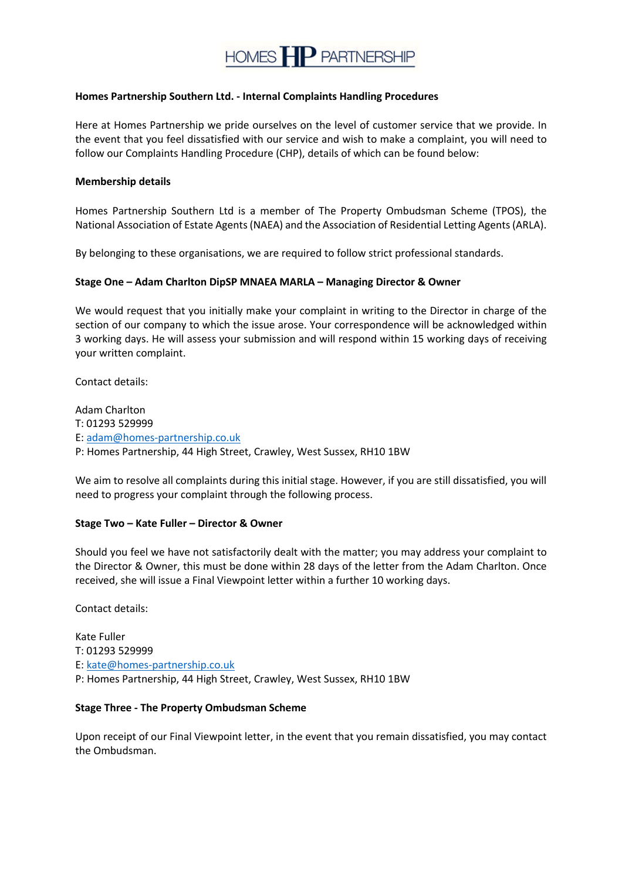HOMES HP PARTNERSHIP

**Homes Partnership Southern Ltd. - Internal Complaints Handling Procedures**

Here at Homes Partnership we pride ourselves on the level of customer service that we provide. In the event that you feel dissatisfied with our service and wish to make a complaint, you will need to follow our Complaints Handling Procedure (CHP), details of which can be found below:

**Membership details**

Homes Partnership Southern Ltd is a member of The Property Ombudsman Scheme (TPOS), the National Association of Estate Agents (NAEA) and the Association of Residential Letting Agents (ARLA).

By belonging to these organisations, we are required to follow strict professional standards.

**Stage One – Adam Charlton DipSP MNAEA MARLA – Managing Director & Owner**

We would request that you initially make your complaint in writing to the Director in charge of the section of our company to which the issue arose. Your correspondence will be acknowledged within 3 working days. He will assess your submission and will respond within 15 working days of receiving your written complaint.

Contact details:

Adam Charlton
T: 01293 529999
E: adam@homes-partnership.co.uk
P: Homes Partnership, 44 High Street, Crawley, West Sussex, RH10 1BW

We aim to resolve all complaints during this initial stage. However, if you are still dissatisfied, you will need to progress your complaint through the following process.

**Stage Two – Kate Fuller – Director & Owner**

Should you feel we have not satisfactorily dealt with the matter; you may address your complaint to the Director & Owner, this must be done within 28 days of the letter from the Adam Charlton. Once received, she will issue a Final Viewpoint letter within a further 10 working days.

Contact details:

Kate Fuller
T: 01293 529999
E: kate@homes-partnership.co.uk
P: Homes Partnership, 44 High Street, Crawley, West Sussex, RH10 1BW

**Stage Three - The Property Ombudsman Scheme**

Upon receipt of our Final Viewpoint letter, in the event that you remain dissatisfied, you may contact the Ombudsman.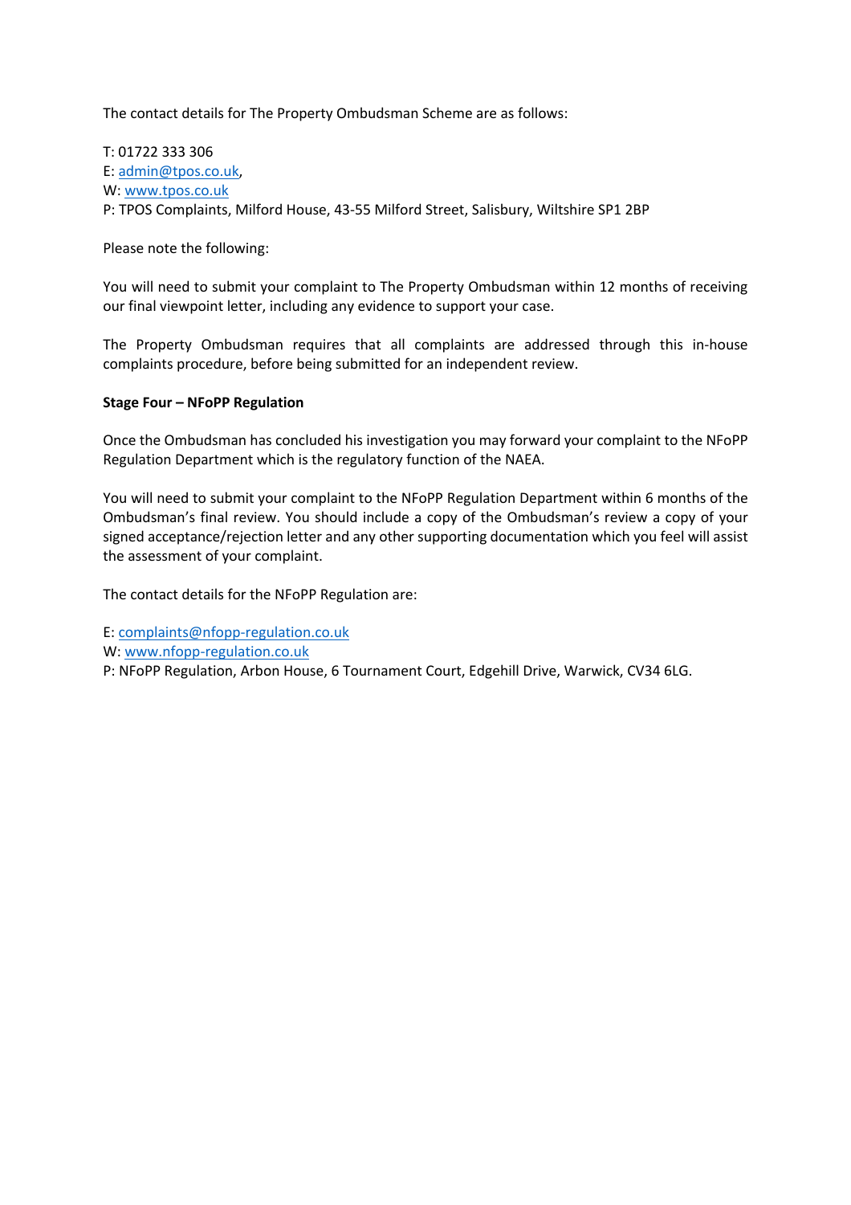The contact details for The Property Ombudsman Scheme are as follows:

T: 01722 333 306
E: admin@tpos.co.uk,
W: www.tpos.co.uk
P: TPOS Complaints, Milford House, 43-55 Milford Street, Salisbury, Wiltshire SP1 2BP

Please note the following:

You will need to submit your complaint to The Property Ombudsman within 12 months of receiving our final viewpoint letter, including any evidence to support your case.

The Property Ombudsman requires that all complaints are addressed through this in-house complaints procedure, before being submitted for an independent review.

**Stage Four – NFoPP Regulation**

Once the Ombudsman has concluded his investigation you may forward your complaint to the NFoPP Regulation Department which is the regulatory function of the NAEA.

You will need to submit your complaint to the NFoPP Regulation Department within 6 months of the Ombudsman's final review. You should include a copy of the Ombudsman's review a copy of your signed acceptance/rejection letter and any other supporting documentation which you feel will assist the assessment of your complaint.

The contact details for the NFoPP Regulation are:

E: complaints@nfopp-regulation.co.uk
W: www.nfopp-regulation.co.uk
P: NFoPP Regulation, Arbon House, 6 Tournament Court, Edgehill Drive, Warwick, CV34 6LG.